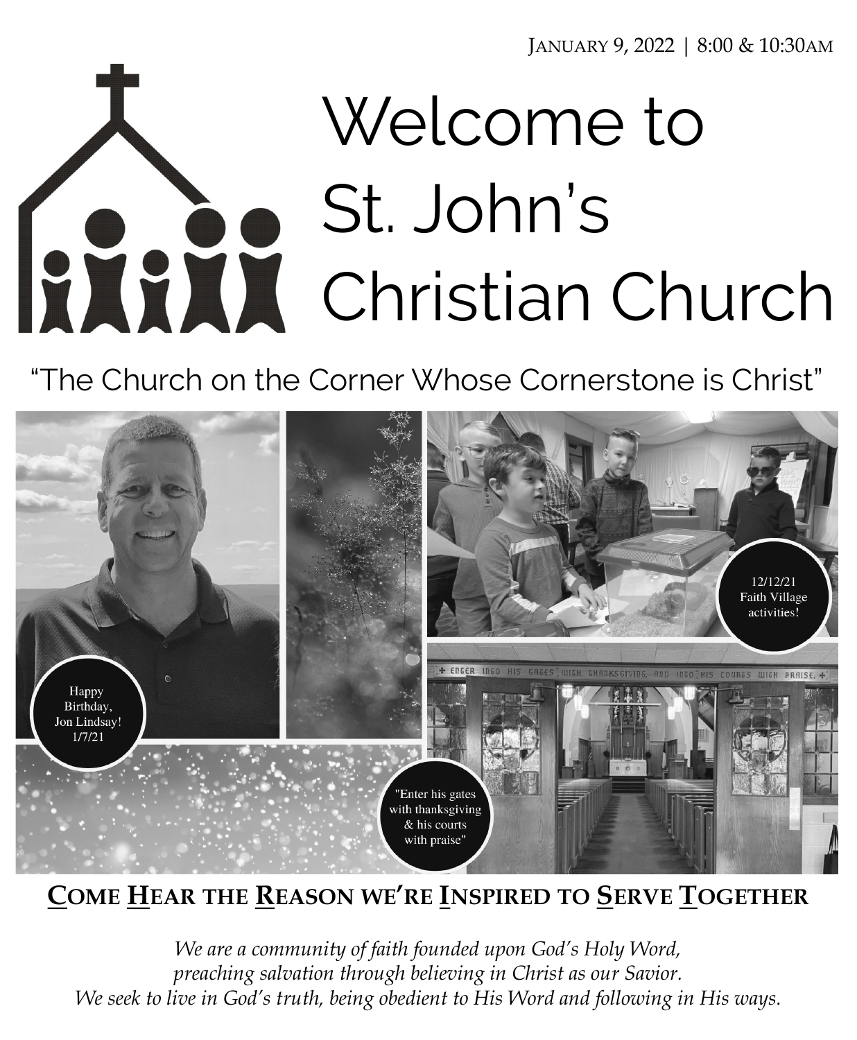January 9, 2022 | 8:00 & 10:30AM

# Welcome to St. John's Christian Church

"The Church on the Corner Whose Cornerstone is Christ"

Happy Birthday, Jon Lindsay! 1/7/21

12/12/21 Faith Village activities!

"Enter his gates with thanksgiving & his courts with praise"

## Come Hear the Reason we're Inspired to Serve Together

*We are a community of faith founded upon God's Holy Word, preaching salvation through believing in Christ as our Savior. We seek to live in God's truth, being obedient to His Word and following in His ways.*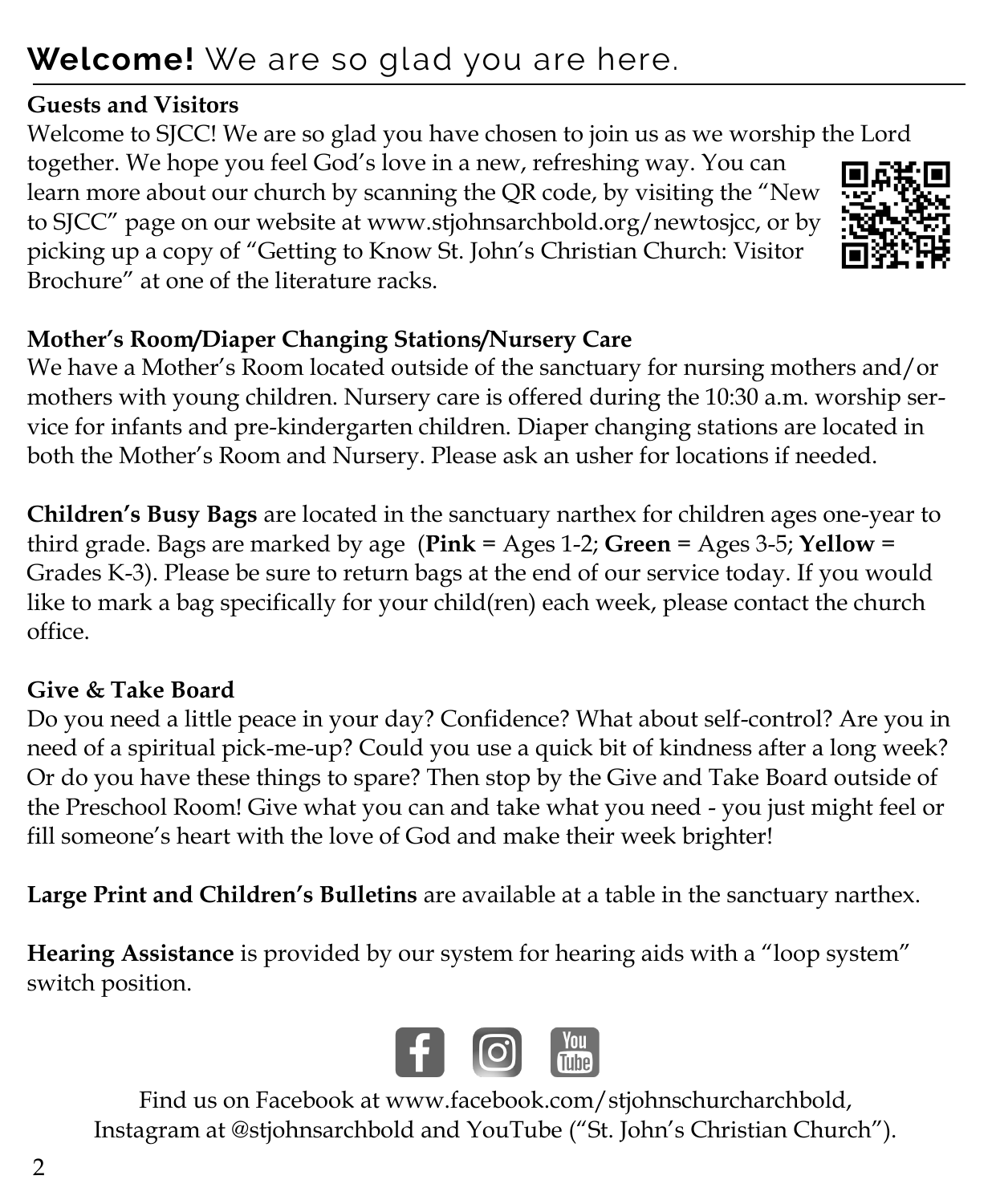# **Welcome!** We are so glad you are here.

**Guests and Visitors**

Welcome to SJCC! We are so glad you have chosen to join us as we worship the Lord together. We hope you feel God's love in a new, refreshing way. You can learn more about our church by scanning the QR code, by visiting the "New to SJCC" page on our website at www.stjohnsarchbold.org/newtosjcc, or by picking up a copy of "Getting to Know St. John's Christian Church: Visitor Brochure" at one of the literature racks.

**Mother's Room/Diaper Changing Stations/Nursery Care**

We have a Mother's Room located outside of the sanctuary for nursing mothers and/or mothers with young children. Nursery care is offered during the 10:30 a.m. worship service for infants and pre-kindergarten children. Diaper changing stations are located in both the Mother's Room and Nursery. Please ask an usher for locations if needed.

**Children's Busy Bags** are located in the sanctuary narthex for children ages one-year to third grade. Bags are marked by age (**Pink** = Ages 1-2; **Green** = Ages 3-5; **Yellow** = Grades K-3). Please be sure to return bags at the end of our service today. If you would like to mark a bag specifically for your child(ren) each week, please contact the church office.

**Give & Take Board**

Do you need a little peace in your day? Confidence? What about self-control? Are you in need of a spiritual pick-me-up? Could you use a quick bit of kindness after a long week? Or do you have these things to spare? Then stop by the Give and Take Board outside of the Preschool Room! Give what you can and take what you need - you just might feel or fill someone's heart with the love of God and make their week brighter!

**Large Print and Children's Bulletins** are available at a table in the sanctuary narthex.

**Hearing Assistance** is provided by our system for hearing aids with a "loop system" switch position.

Find us on Facebook at www.facebook.com/stjohnschurcharchbold,
Instagram at @stjohnsarchbold and YouTube ("St. John's Christian Church").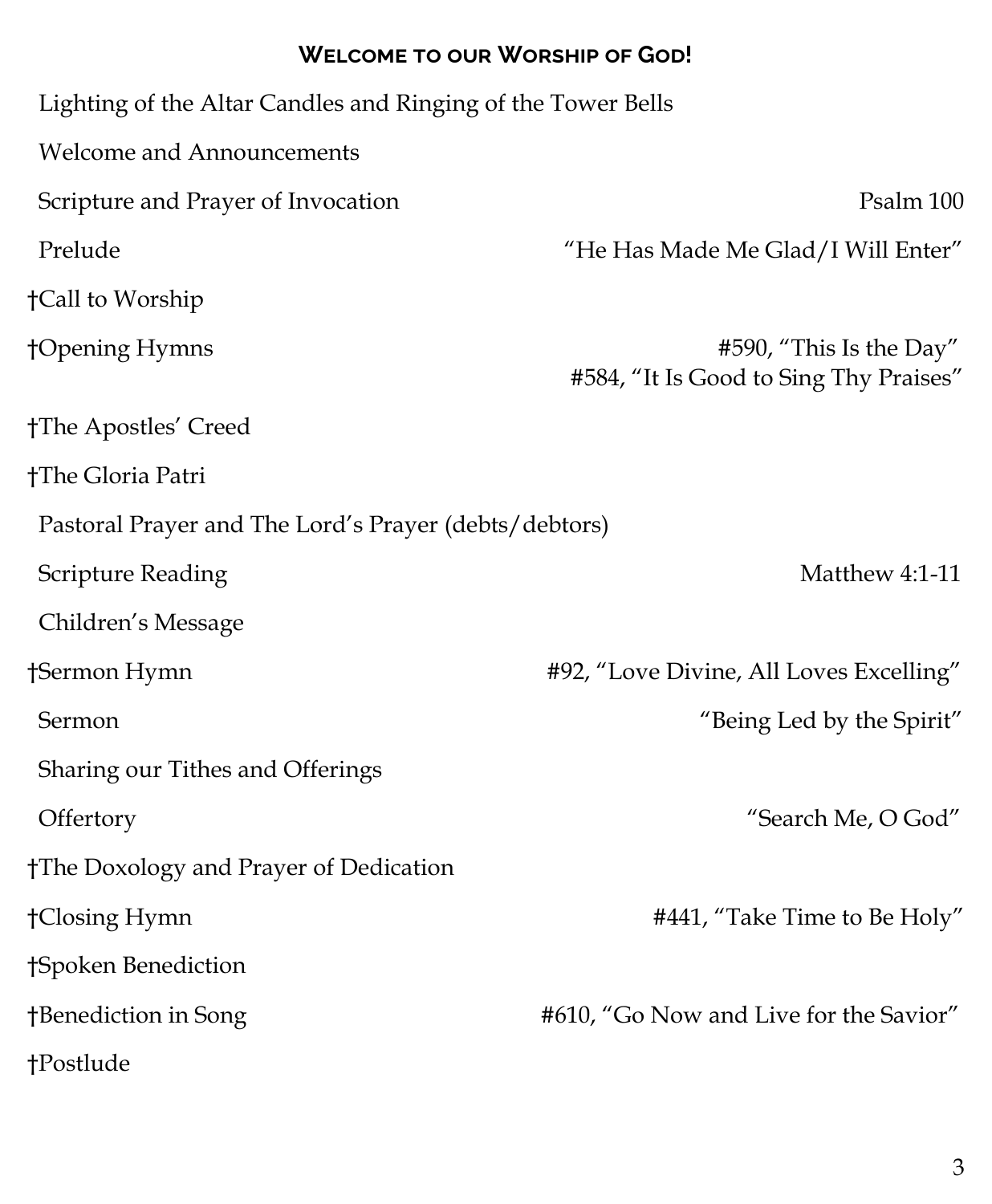## WELCOME TO OUR WORSHIP OF GOD!

Lighting of the Altar Candles and Ringing of the Tower Bells

Welcome and Announcements

Scripture and Prayer of Invocation — Psalm 100

Prelude — "He Has Made Me Glad/I Will Enter"

†Call to Worship

†Opening Hymns — #590, "This Is the Day"
#584, "It Is Good to Sing Thy Praises"

†The Apostles' Creed

†The Gloria Patri

Pastoral Prayer and The Lord's Prayer (debts/debtors)

Scripture Reading — Matthew 4:1-11

Children's Message

†Sermon Hymn — #92, "Love Divine, All Loves Excelling"

Sermon — "Being Led by the Spirit"

Sharing our Tithes and Offerings

Offertory — "Search Me, O God"

†The Doxology and Prayer of Dedication

†Closing Hymn — #441, "Take Time to Be Holy"

†Spoken Benediction

†Benediction in Song — #610, "Go Now and Live for the Savior"

†Postlude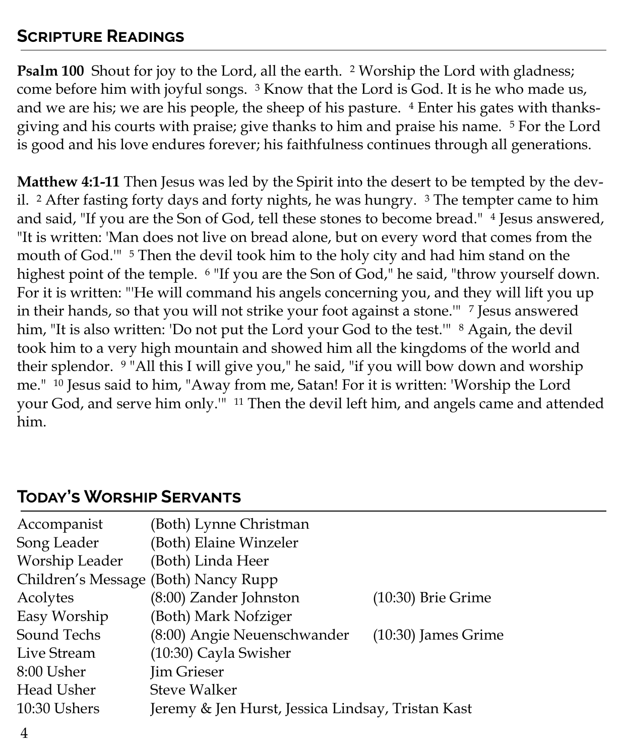## Scripture Readings

**Psalm 100** Shout for joy to the Lord, all the earth. [2] Worship the Lord with gladness; come before him with joyful songs. [3] Know that the Lord is God. It is he who made us, and we are his; we are his people, the sheep of his pasture. [4] Enter his gates with thanksgiving and his courts with praise; give thanks to him and praise his name. [5] For the Lord is good and his love endures forever; his faithfulness continues through all generations.

**Matthew 4:1-11** Then Jesus was led by the Spirit into the desert to be tempted by the devil. [2] After fasting forty days and forty nights, he was hungry. [3] The tempter came to him and said, "If you are the Son of God, tell these stones to become bread." [4] Jesus answered, "It is written: 'Man does not live on bread alone, but on every word that comes from the mouth of God.'" [5] Then the devil took him to the holy city and had him stand on the highest point of the temple. [6] "If you are the Son of God," he said, "throw yourself down. For it is written: "'He will command his angels concerning you, and they will lift you up in their hands, so that you will not strike your foot against a stone.'" [7] Jesus answered him, "It is also written: 'Do not put the Lord your God to the test.'" [8] Again, the devil took him to a very high mountain and showed him all the kingdoms of the world and their splendor. [9] "All this I will give you," he said, "if you will bow down and worship me." [10] Jesus said to him, "Away from me, Satan! For it is written: 'Worship the Lord your God, and serve him only.'" [11] Then the devil left him, and angels came and attended him.

## Today's Worship Servants

| | | |
|---|---|---|
| Accompanist | (Both) Lynne Christman | |
| Song Leader | (Both) Elaine Winzeler | |
| Worship Leader | (Both) Linda Heer | |
| Children's Message | (Both) Nancy Rupp | |
| Acolytes | (8:00) Zander Johnston | (10:30) Brie Grime |
| Easy Worship | (Both) Mark Nofziger | |
| Sound Techs | (8:00) Angie Neuenschwander | (10:30) James Grime |
| Live Stream | (10:30) Cayla Swisher | |
| 8:00 Usher | Jim Grieser | |
| Head Usher | Steve Walker | |
| 10:30 Ushers | Jeremy & Jen Hurst, Jessica Lindsay, Tristan Kast | |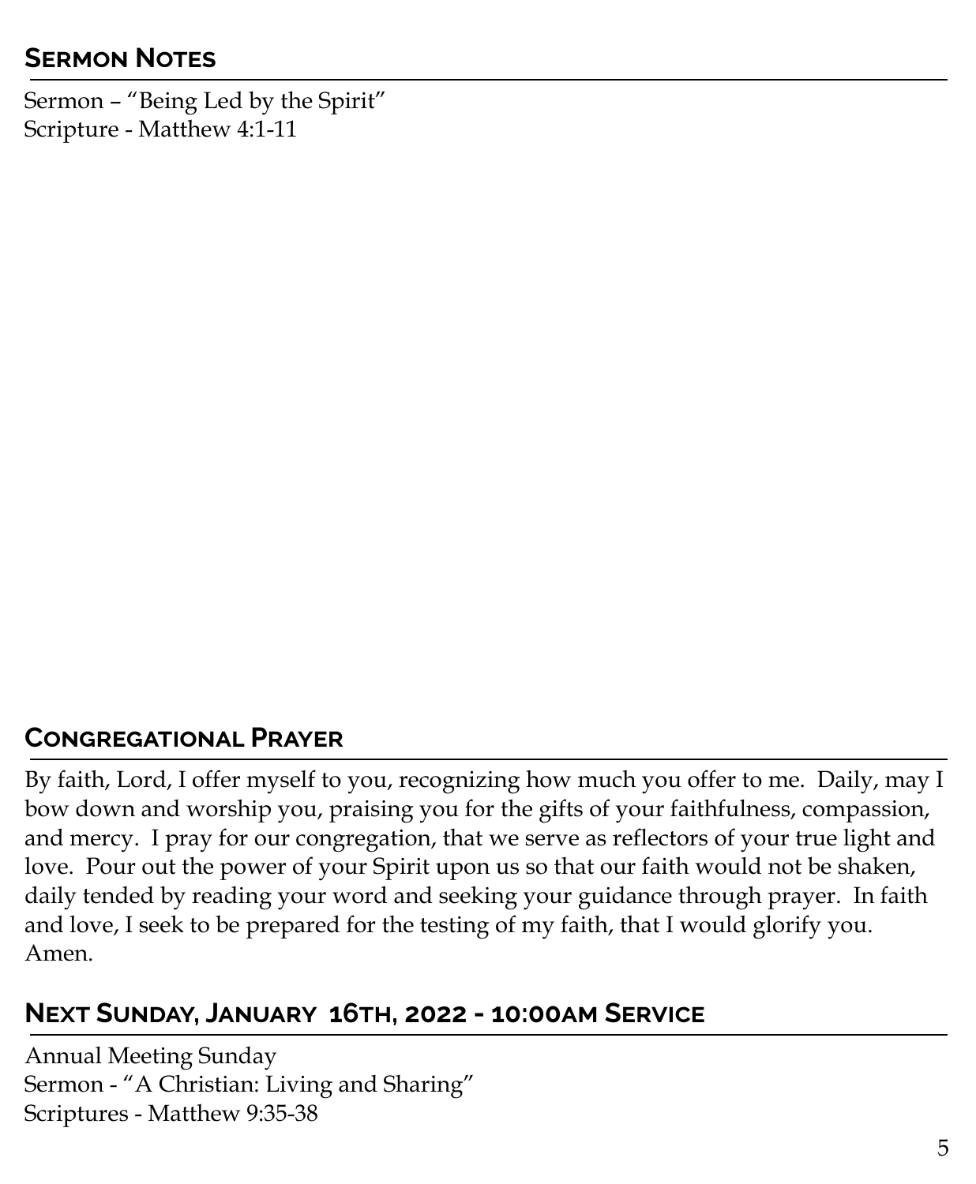## Sermon Notes

Sermon – "Being Led by the Spirit"
Scripture - Matthew 4:1-11

## Congregational Prayer

By faith, Lord, I offer myself to you, recognizing how much you offer to me. Daily, may I bow down and worship you, praising you for the gifts of your faithfulness, compassion, and mercy. I pray for our congregation, that we serve as reflectors of your true light and love. Pour out the power of your Spirit upon us so that our faith would not be shaken, daily tended by reading your word and seeking your guidance through prayer. In faith and love, I seek to be prepared for the testing of my faith, that I would glorify you. Amen.

## Next Sunday, January 16th, 2022 - 10:00am Service

Annual Meeting Sunday
Sermon - "A Christian: Living and Sharing"
Scriptures - Matthew 9:35-38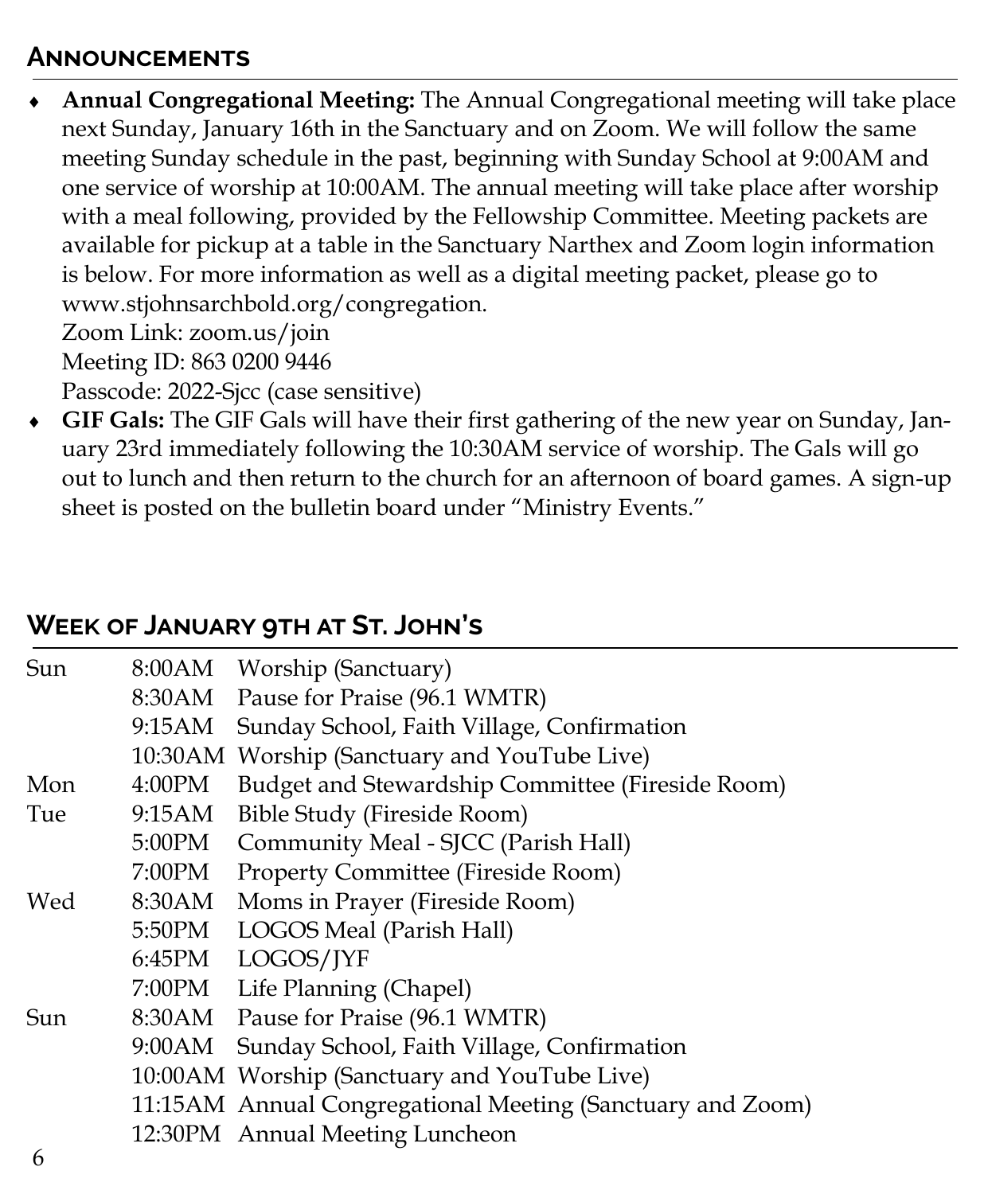## Announcements

- **Annual Congregational Meeting:** The Annual Congregational meeting will take place next Sunday, January 16th in the Sanctuary and on Zoom. We will follow the same meeting Sunday schedule in the past, beginning with Sunday School at 9:00AM and one service of worship at 10:00AM. The annual meeting will take place after worship with a meal following, provided by the Fellowship Committee. Meeting packets are available for pickup at a table in the Sanctuary Narthex and Zoom login information is below. For more information as well as a digital meeting packet, please go to www.stjohnsarchbold.org/congregation.
  Zoom Link: zoom.us/join
  Meeting ID: 863 0200 9446
  Passcode: 2022-Sjcc (case sensitive)
- **GIF Gals:** The GIF Gals will have their first gathering of the new year on Sunday, January 23rd immediately following the 10:30AM service of worship. The Gals will go out to lunch and then return to the church for an afternoon of board games. A sign-up sheet is posted on the bulletin board under "Ministry Events."

## Week of January 9th at St. John's

| | | |
|---|---|---|
| Sun | 8:00AM | Worship (Sanctuary) |
| | 8:30AM | Pause for Praise (96.1 WMTR) |
| | 9:15AM | Sunday School, Faith Village, Confirmation |
| | 10:30AM | Worship (Sanctuary and YouTube Live) |
| Mon | 4:00PM | Budget and Stewardship Committee (Fireside Room) |
| Tue | 9:15AM | Bible Study (Fireside Room) |
| | 5:00PM | Community Meal - SJCC (Parish Hall) |
| | 7:00PM | Property Committee (Fireside Room) |
| Wed | 8:30AM | Moms in Prayer (Fireside Room) |
| | 5:50PM | LOGOS Meal (Parish Hall) |
| | 6:45PM | LOGOS/JYF |
| | 7:00PM | Life Planning (Chapel) |
| Sun | 8:30AM | Pause for Praise (96.1 WMTR) |
| | 9:00AM | Sunday School, Faith Village, Confirmation |
| | 10:00AM | Worship (Sanctuary and YouTube Live) |
| | 11:15AM | Annual Congregational Meeting (Sanctuary and Zoom) |
| | 12:30PM | Annual Meeting Luncheon |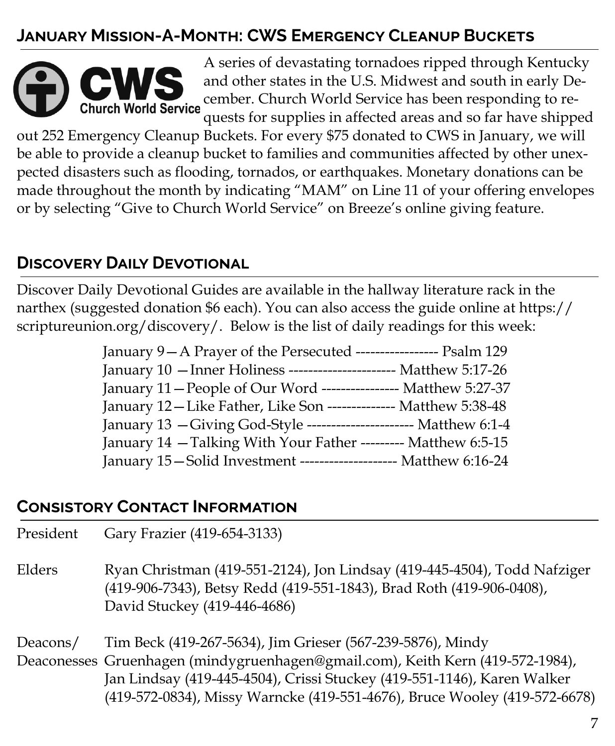## January Mission-A-Month: CWS Emergency Cleanup Buckets

A series of devastating tornadoes ripped through Kentucky and other states in the U.S. Midwest and south in early December. Church World Service has been responding to requests for supplies in affected areas and so far have shipped out 252 Emergency Cleanup Buckets. For every $75 donated to CWS in January, we will be able to provide a cleanup bucket to families and communities affected by other unexpected disasters such as flooding, tornados, or earthquakes. Monetary donations can be made throughout the month by indicating "MAM" on Line 11 of your offering envelopes or by selecting "Give to Church World Service" on Breeze's online giving feature.

## Discovery Daily Devotional

Discover Daily Devotional Guides are available in the hallway literature rack in the narthex (suggested donation $6 each). You can also access the guide online at https://scriptureunion.org/discovery/. Below is the list of daily readings for this week:

January 9—A Prayer of the Persecuted ----------------- Psalm 129
January 10 —Inner Holiness ---------------------- Matthew 5:17-26
January 11—People of Our Word ---------------- Matthew 5:27-37
January 12—Like Father, Like Son -------------- Matthew 5:38-48
January 13 —Giving God-Style ---------------------- Matthew 6:1-4
January 14 —Talking With Your Father --------- Matthew 6:5-15
January 15—Solid Investment -------------------- Matthew 6:16-24

## Consistory Contact Information

| | |
|---|---|
| President | Gary Frazier (419-654-3133) |
| Elders | Ryan Christman (419-551-2124), Jon Lindsay (419-445-4504), Todd Nafziger (419-906-7343), Betsy Redd (419-551-1843), Brad Roth (419-906-0408), David Stuckey (419-446-4686) |
| Deacons/ Deaconesses | Tim Beck (419-267-5634), Jim Grieser (567-239-5876), Mindy Gruenhagen (mindygruenhagen@gmail.com), Keith Kern (419-572-1984), Jan Lindsay (419-445-4504), Crissi Stuckey (419-551-1146), Karen Walker (419-572-0834), Missy Warncke (419-551-4676), Bruce Wooley (419-572-6678) |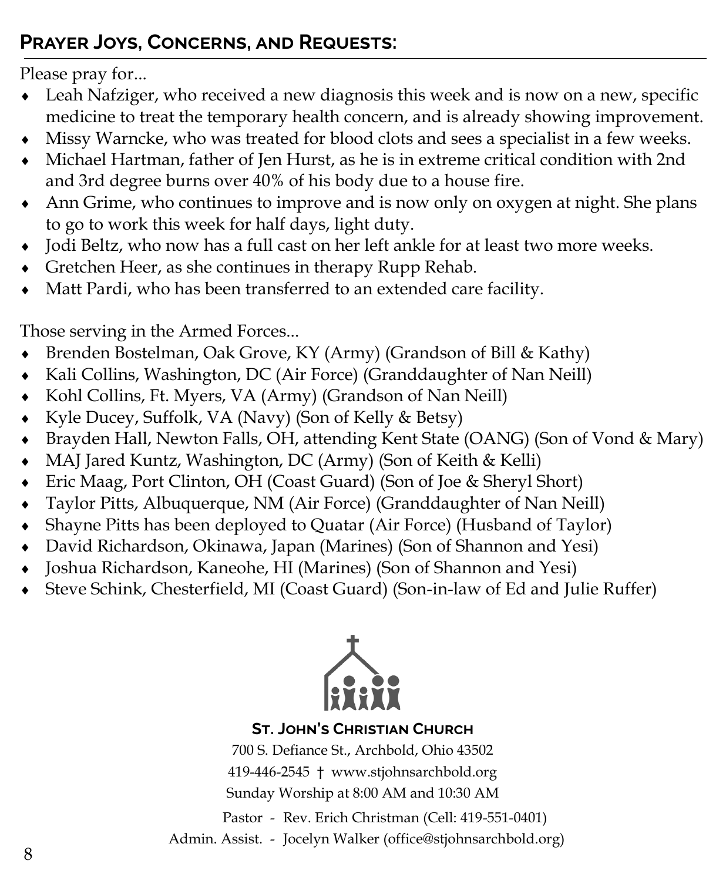## Prayer Joys, Concerns, and Requests:

Please pray for...

- Leah Nafziger, who received a new diagnosis this week and is now on a new, specific medicine to treat the temporary health concern, and is already showing improvement.
- Missy Warncke, who was treated for blood clots and sees a specialist in a few weeks.
- Michael Hartman, father of Jen Hurst, as he is in extreme critical condition with 2nd and 3rd degree burns over 40% of his body due to a house fire.
- Ann Grime, who continues to improve and is now only on oxygen at night. She plans to go to work this week for half days, light duty.
- Jodi Beltz, who now has a full cast on her left ankle for at least two more weeks.
- Gretchen Heer, as she continues in therapy Rupp Rehab.
- Matt Pardi, who has been transferred to an extended care facility.

Those serving in the Armed Forces...

- Brenden Bostelman, Oak Grove, KY (Army) (Grandson of Bill & Kathy)
- Kali Collins, Washington, DC (Air Force) (Granddaughter of Nan Neill)
- Kohl Collins, Ft. Myers, VA (Army) (Grandson of Nan Neill)
- Kyle Ducey, Suffolk, VA (Navy) (Son of Kelly & Betsy)
- Brayden Hall, Newton Falls, OH, attending Kent State (OANG) (Son of Vond & Mary)
- MAJ Jared Kuntz, Washington, DC (Army) (Son of Keith & Kelli)
- Eric Maag, Port Clinton, OH (Coast Guard) (Son of Joe & Sheryl Short)
- Taylor Pitts, Albuquerque, NM (Air Force) (Granddaughter of Nan Neill)
- Shayne Pitts has been deployed to Quatar (Air Force) (Husband of Taylor)
- David Richardson, Okinawa, Japan (Marines) (Son of Shannon and Yesi)
- Joshua Richardson, Kaneohe, HI (Marines) (Son of Shannon and Yesi)
- Steve Schink, Chesterfield, MI (Coast Guard) (Son-in-law of Ed and Julie Ruffer)

**St. John's Christian Church**

700 S. Defiance St., Archbold, Ohio 43502

419-446-2545 † www.stjohnsarchbold.org

Sunday Worship at 8:00 AM and 10:30 AM

Pastor - Rev. Erich Christman (Cell: 419-551-0401)

Admin. Assist. - Jocelyn Walker (office@stjohnsarchbold.org)